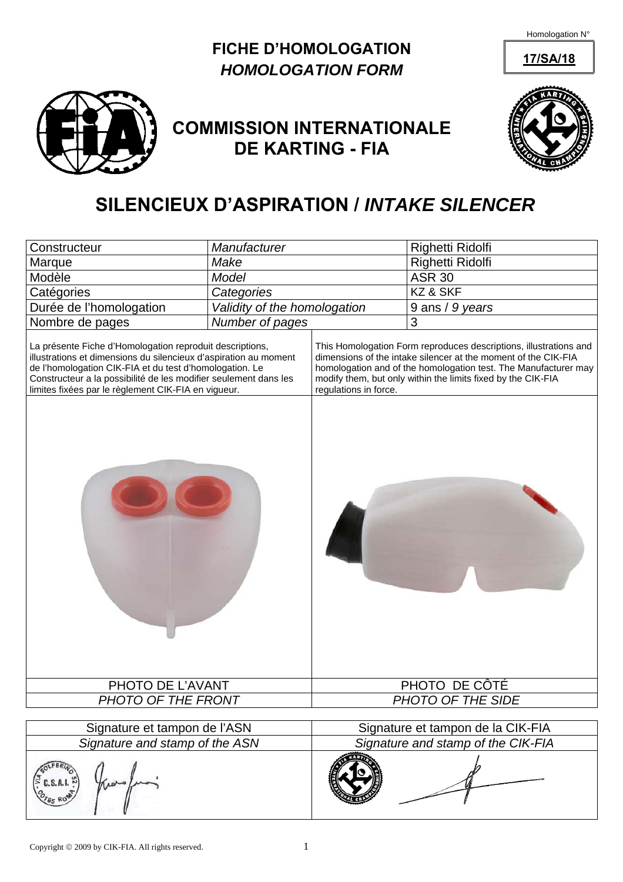Homologation N° **17/SA/18**

# FICHE D'HOMOLOGATION
## *HOMOLOGATION FORM*

## COMMISSION INTERNATIONALE DE KARTING - FIA

# SILENCIEUX D'ASPIRATION / *INTAKE SILENCER*

| Constructeur | *Manufacturer* | Righetti Ridolfi |
|---|---|---|
| Marque | *Make* | Righetti Ridolfi |
| Modèle | *Model* | ASR 30 |
| Catégories | *Categories* | KZ & SKF |
| Durée de l'homologation | *Validity of the homologation* | 9 ans / *9 years* |
| Nombre de pages | *Number of pages* | 3 |

La présente Fiche d'Homologation reproduit descriptions, illustrations et dimensions du silencieux d'aspiration au moment de l'homologation CIK-FIA et du test d'homologation. Le Constructeur a la possibilité de les modifier seulement dans les limites fixées par le règlement CIK-FIA en vigueur.

This Homologation Form reproduces descriptions, illustrations and dimensions of the intake silencer at the moment of the CIK-FIA homologation and of the homologation test. The Manufacturer may modify them, but only within the limits fixed by the CIK-FIA regulations in force.

| PHOTO DE L'AVANT | PHOTO DE CÔTÉ |
|---|---|
| *PHOTO OF THE FRONT* | *PHOTO OF THE SIDE* |

| Signature et tampon de l'ASN | Signature et tampon de la CIK-FIA |
|---|---|
| *Signature and stamp of the ASN* | *Signature and stamp of the CIK-FIA* |

Copyright © 2009 by CIK-FIA. All rights reserved.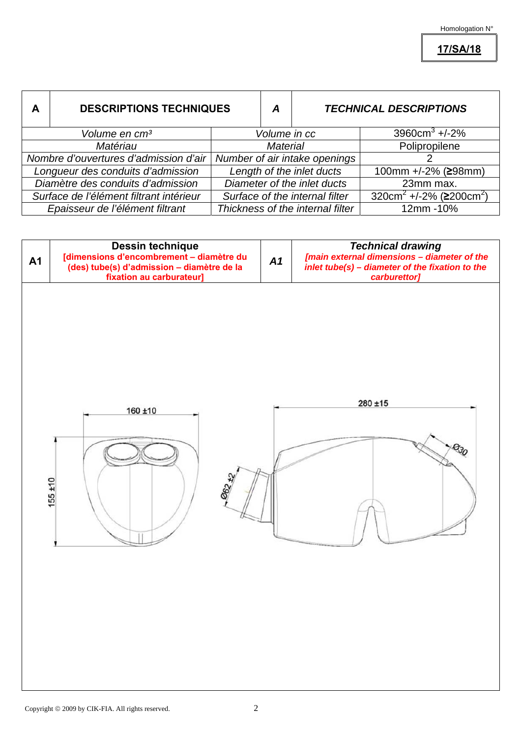Homologation N° **17/SA/18**

| A | DESCRIPTIONS TECHNIQUES | A | *TECHNICAL DESCRIPTIONS* |
|---|---|---|---|

| | | |
|---|---|---|
| *Volume en cm³* | *Volume in cc* | 3960cm³ +/-2% |
| *Matériau* | *Material* | Polipropilene |
| *Nombre d'ouvertures d'admission d'air* | *Number of air intake openings* | 2 |
| *Longueur des conduits d'admission* | *Length of the inlet ducts* | 100mm +/-2% (≥98mm) |
| *Diamètre des conduits d'admission* | *Diameter of the inlet ducts* | 23mm max. |
| *Surface de l'élément filtrant intérieur* | *Surface of the internal filter* | 320cm² +/-2% (≥200cm²) |
| *Epaisseur de l'élément filtrant* | *Thickness of the internal filter* | 12mm -10% |

| A1 | Dessin technique [dimensions d'encombrement – diamètre du (des) tube(s) d'admission – diamètre de la fixation au carburateur] | A1 | *Technical drawing [main external dimensions – diameter of the inlet tube(s) – diameter of the fixation to the carburettor]* |
|---|---|---|---|

160 ±10

155 ±10

280 ±15

Ø62 ±2

Ø30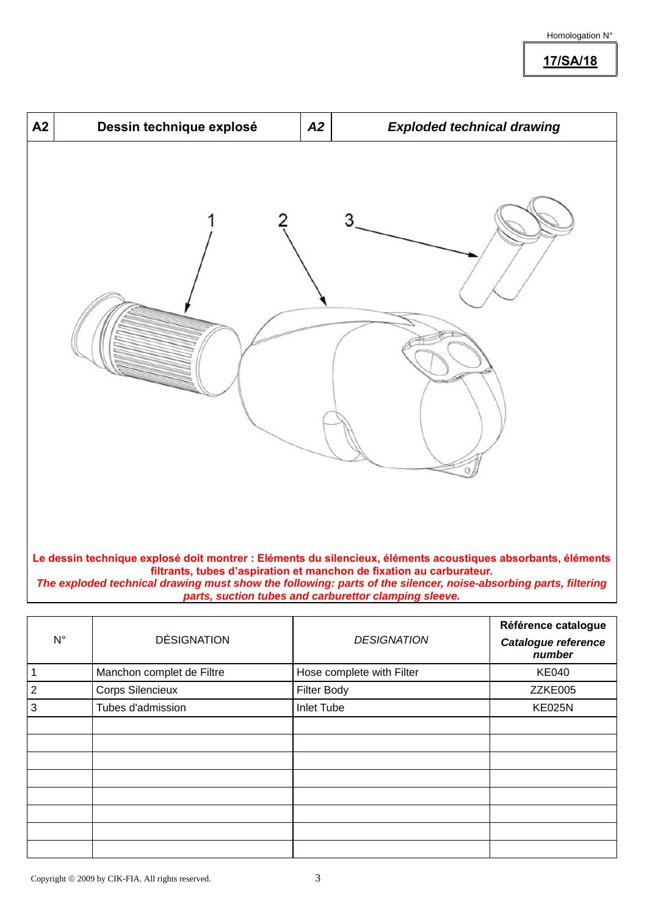Homologation N°

**17/SA/18**

| A2 | Dessin technique explosé | A2 | *Exploded technical drawing* |
|---|---|---|---|

1

2

3

**Le dessin technique explosé doit montrer : Eléments du silencieux, éléments acoustiques absorbants, éléments filtrants, tubes d'aspiration et manchon de fixation au carburateur.**

***The exploded technical drawing must show the following: parts of the silencer, noise-absorbing parts, filtering parts, suction tubes and carburettor clamping sleeve.***

| N° | DÉSIGNATION | *DESIGNATION* | **Référence catalogue** ***Catalogue reference number*** |
|---|---|---|---|
| 1 | Manchon complet de Filtre | Hose complete with Filter | KE040 |
| 2 | Corps Silencieux | Filter Body | ZZKE005 |
| 3 | Tubes d'admission | Inlet Tube | KE025N |
| | | | |
| | | | |
| | | | |
| | | | |
| | | | |
| | | | |
| | | | |
| | | | |

Copyright © 2009 by CIK-FIA. All rights reserved.